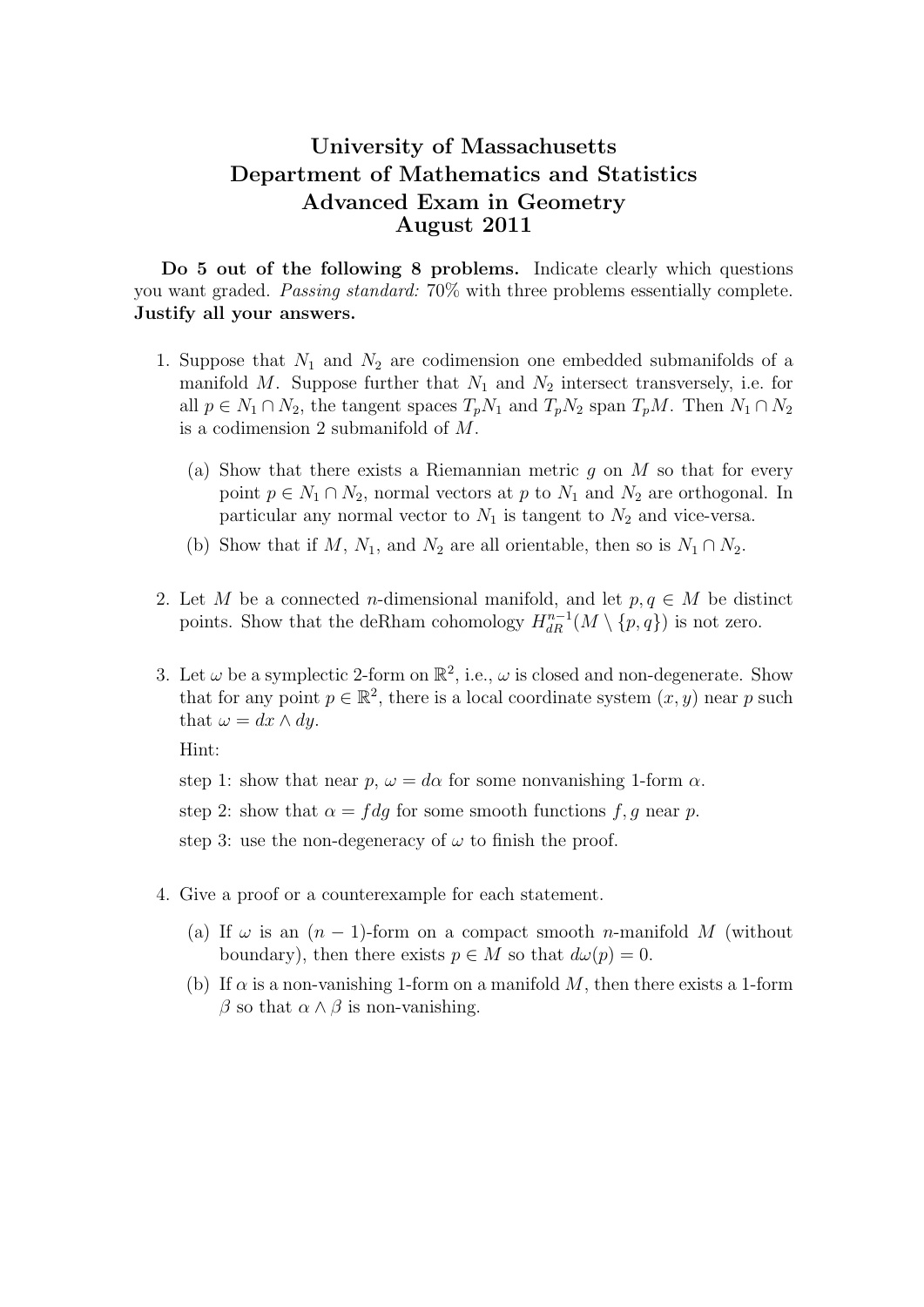# University of Massachusetts
# Department of Mathematics and Statistics
# Advanced Exam in Geometry
# August 2011

**Do 5 out of the following 8 problems.** Indicate clearly which questions you want graded. *Passing standard:* 70% with three problems essentially complete. **Justify all your answers.**

1. Suppose that $N_1$ and $N_2$ are codimension one embedded submanifolds of a manifold $M$. Suppose further that $N_1$ and $N_2$ intersect transversely, i.e. for all $p \in N_1 \cap N_2$, the tangent spaces $T_pN_1$ and $T_pN_2$ span $T_pM$. Then $N_1 \cap N_2$ is a codimension 2 submanifold of $M$.

   (a) Show that there exists a Riemannian metric $g$ on $M$ so that for every point $p \in N_1 \cap N_2$, normal vectors at $p$ to $N_1$ and $N_2$ are orthogonal. In particular any normal vector to $N_1$ is tangent to $N_2$ and vice-versa.

   (b) Show that if $M$, $N_1$, and $N_2$ are all orientable, then so is $N_1 \cap N_2$.

2. Let $M$ be a connected $n$-dimensional manifold, and let $p, q \in M$ be distinct points. Show that the deRham cohomology $H^{n-1}_{dR}(M \setminus \{p, q\})$ is not zero.

3. Let $\omega$ be a symplectic 2-form on $\mathbb{R}^2$, i.e., $\omega$ is closed and non-degenerate. Show that for any point $p \in \mathbb{R}^2$, there is a local coordinate system $(x, y)$ near $p$ such that $\omega = dx \wedge dy$.

   Hint:

   step 1: show that near $p$, $\omega = d\alpha$ for some nonvanishing 1-form $\alpha$.

   step 2: show that $\alpha = f dg$ for some smooth functions $f, g$ near $p$.

   step 3: use the non-degeneracy of $\omega$ to finish the proof.

4. Give a proof or a counterexample for each statement.

   (a) If $\omega$ is an $(n-1)$-form on a compact smooth $n$-manifold $M$ (without boundary), then there exists $p \in M$ so that $d\omega(p) = 0$.

   (b) If $\alpha$ is a non-vanishing 1-form on a manifold $M$, then there exists a 1-form $\beta$ so that $\alpha \wedge \beta$ is non-vanishing.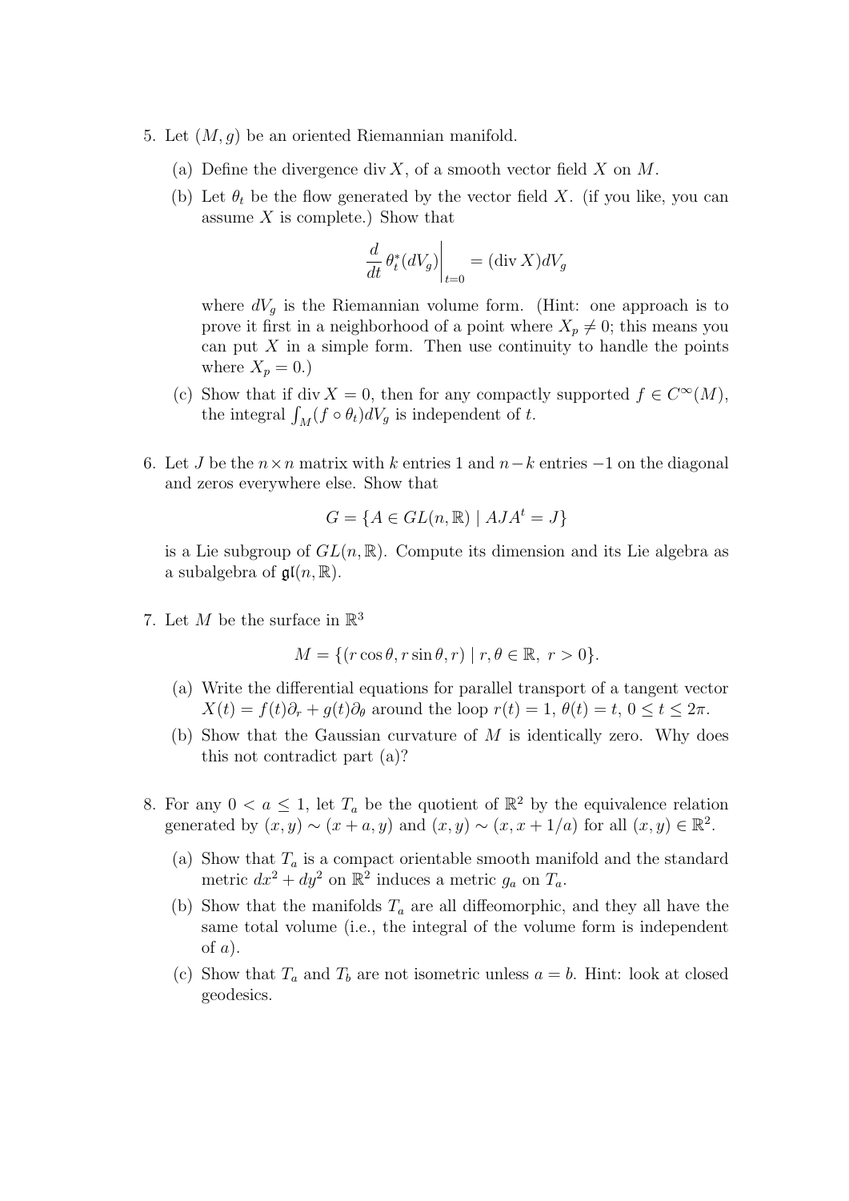5. Let $(M, g)$ be an oriented Riemannian manifold.

   (a) Define the divergence $\operatorname{div} X$, of a smooth vector field $X$ on $M$.

   (b) Let $\theta_t$ be the flow generated by the vector field $X$. (if you like, you can assume $X$ is complete.) Show that

   $$\left.\frac{d}{dt}\theta_t^*(dV_g)\right|_{t=0} = (\operatorname{div} X)dV_g$$

   where $dV_g$ is the Riemannian volume form. (Hint: one approach is to prove it first in a neighborhood of a point where $X_p \neq 0$; this means you can put $X$ in a simple form. Then use continuity to handle the points where $X_p = 0$.)

   (c) Show that if $\operatorname{div} X = 0$, then for any compactly supported $f \in C^\infty(M)$, the integral $\int_M (f \circ \theta_t) dV_g$ is independent of $t$.

6. Let $J$ be the $n \times n$ matrix with $k$ entries 1 and $n-k$ entries $-1$ on the diagonal and zeros everywhere else. Show that

   $$G = \{A \in GL(n, \mathbb{R}) \mid AJA^t = J\}$$

   is a Lie subgroup of $GL(n, \mathbb{R})$. Compute its dimension and its Lie algebra as a subalgebra of $\mathfrak{gl}(n, \mathbb{R})$.

7. Let $M$ be the surface in $\mathbb{R}^3$

   $$M = \{(r\cos\theta, r\sin\theta, r) \mid r, \theta \in \mathbb{R},\ r > 0\}.$$

   (a) Write the differential equations for parallel transport of a tangent vector $X(t) = f(t)\partial_r + g(t)\partial_\theta$ around the loop $r(t) = 1$, $\theta(t) = t$, $0 \leq t \leq 2\pi$.

   (b) Show that the Gaussian curvature of $M$ is identically zero. Why does this not contradict part (a)?

8. For any $0 < a \leq 1$, let $T_a$ be the quotient of $\mathbb{R}^2$ by the equivalence relation generated by $(x, y) \sim (x + a, y)$ and $(x, y) \sim (x, x + 1/a)$ for all $(x, y) \in \mathbb{R}^2$.

   (a) Show that $T_a$ is a compact orientable smooth manifold and the standard metric $dx^2 + dy^2$ on $\mathbb{R}^2$ induces a metric $g_a$ on $T_a$.

   (b) Show that the manifolds $T_a$ are all diffeomorphic, and they all have the same total volume (i.e., the integral of the volume form is independent of $a$).

   (c) Show that $T_a$ and $T_b$ are not isometric unless $a = b$. Hint: look at closed geodesics.